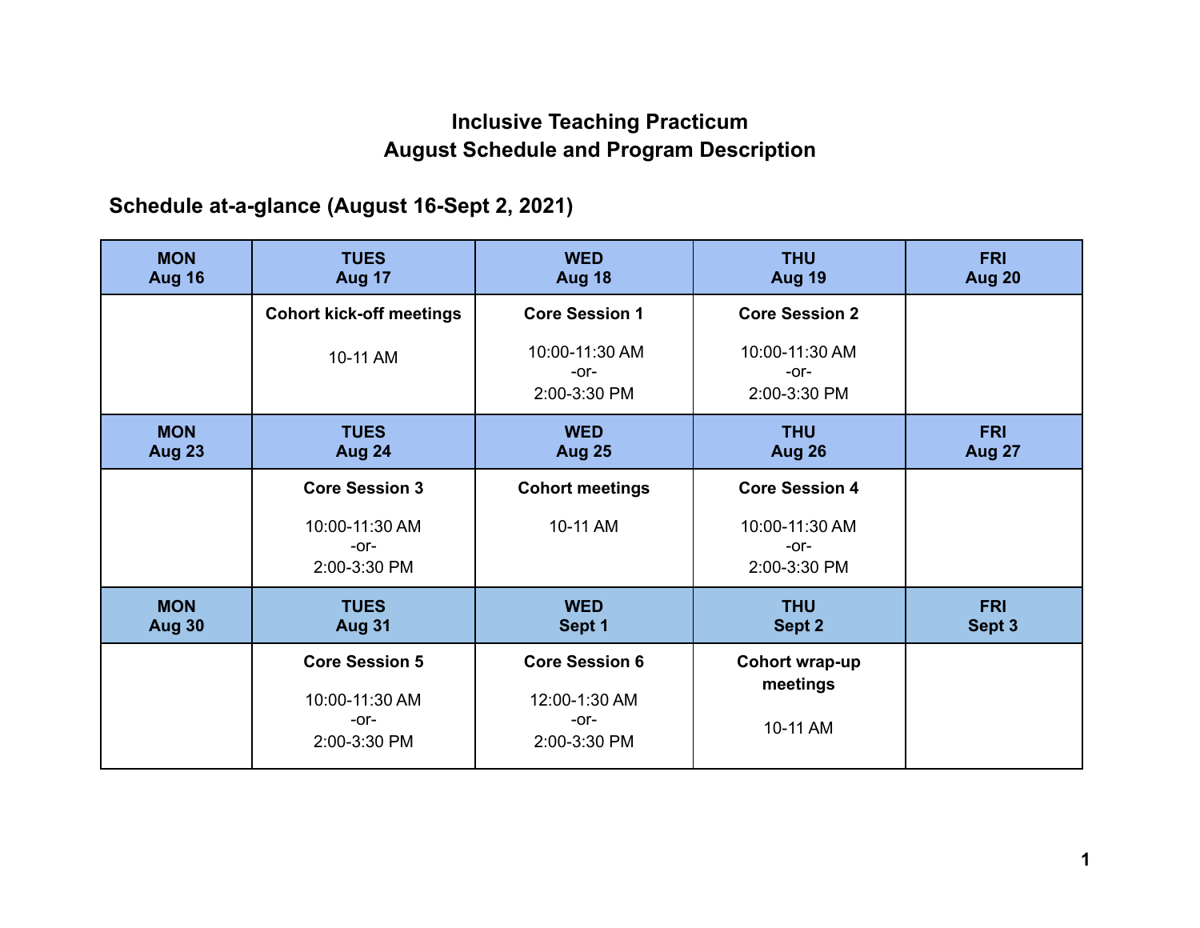# Inclusive Teaching Practicum
# August Schedule and Program Description

## Schedule at-a-glance (August 16-Sept 2, 2021)

| **MON Aug 16** | **TUES Aug 17** | **WED Aug 18** | **THU Aug 19** | **FRI Aug 20** |
|---|---|---|---|---|
| | **Cohort kick-off meetings** 10-11 AM | **Core Session 1** 10:00-11:30 AM -or- 2:00-3:30 PM | **Core Session 2** 10:00-11:30 AM -or- 2:00-3:30 PM | |
| **MON Aug 23** | **TUES Aug 24** | **WED Aug 25** | **THU Aug 26** | **FRI Aug 27** |
| | **Core Session 3** 10:00-11:30 AM -or- 2:00-3:30 PM | **Cohort meetings** 10-11 AM | **Core Session 4** 10:00-11:30 AM -or- 2:00-3:30 PM | |
| **MON Aug 30** | **TUES Aug 31** | **WED Sept 1** | **THU Sept 2** | **FRI Sept 3** |
| | **Core Session 5** 10:00-11:30 AM -or- 2:00-3:30 PM | **Core Session 6** 12:00-1:30 AM -or- 2:00-3:30 PM | **Cohort wrap-up meetings** 10-11 AM | |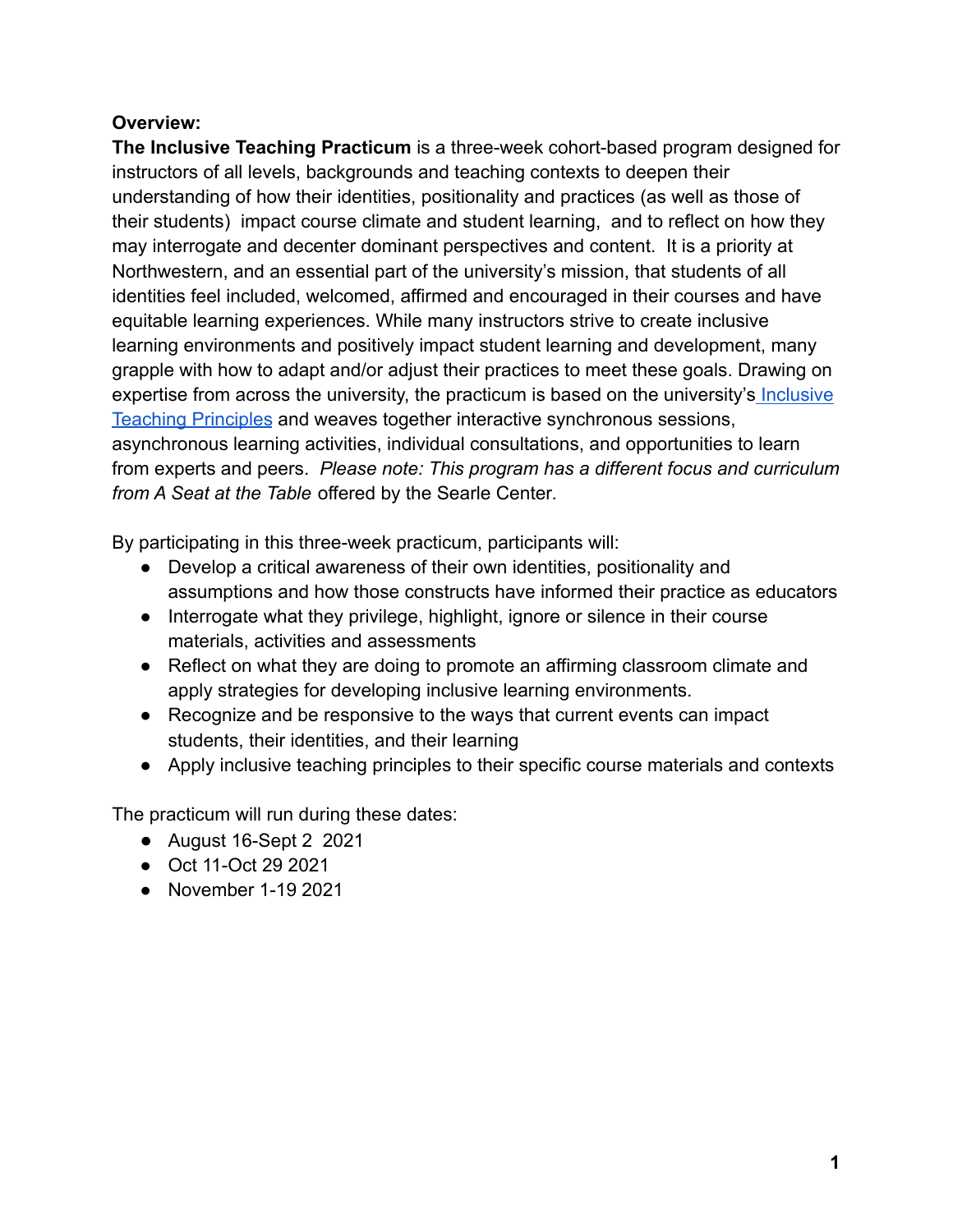**Overview:**

**The Inclusive Teaching Practicum** is a three-week cohort-based program designed for instructors of all levels, backgrounds and teaching contexts to deepen their understanding of how their identities, positionality and practices (as well as those of their students) impact course climate and student learning, and to reflect on how they may interrogate and decenter dominant perspectives and content. It is a priority at Northwestern, and an essential part of the university's mission, that students of all identities feel included, welcomed, affirmed and encouraged in their courses and have equitable learning experiences. While many instructors strive to create inclusive learning environments and positively impact student learning and development, many grapple with how to adapt and/or adjust their practices to meet these goals. Drawing on expertise from across the university, the practicum is based on the university's [Inclusive Teaching Principles] and weaves together interactive synchronous sessions, asynchronous learning activities, individual consultations, and opportunities to learn from experts and peers. *Please note: This program has a different focus and curriculum from A Seat at the Table* offered by the Searle Center.

By participating in this three-week practicum, participants will:

- Develop a critical awareness of their own identities, positionality and assumptions and how those constructs have informed their practice as educators
- Interrogate what they privilege, highlight, ignore or silence in their course materials, activities and assessments
- Reflect on what they are doing to promote an affirming classroom climate and apply strategies for developing inclusive learning environments.
- Recognize and be responsive to the ways that current events can impact students, their identities, and their learning
- Apply inclusive teaching principles to their specific course materials and contexts

The practicum will run during these dates:

- August 16-Sept 2 2021
- Oct 11-Oct 29 2021
- November 1-19 2021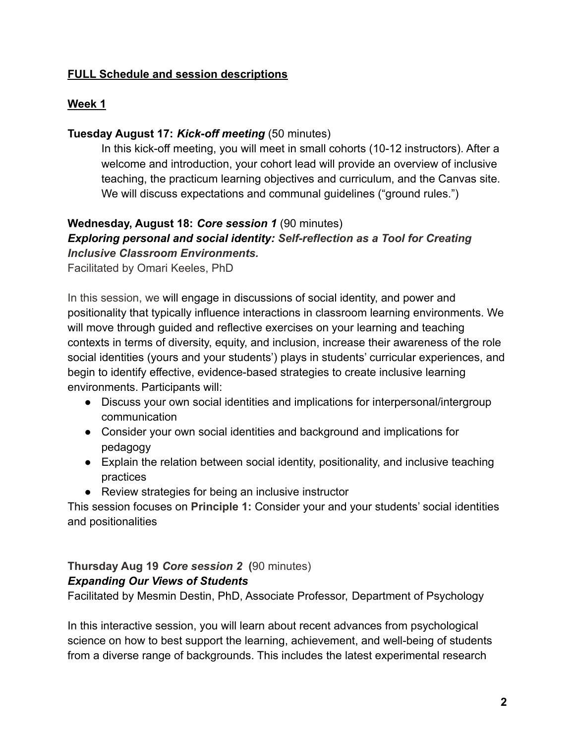**<u>FULL Schedule and session descriptions</u>**

**<u>Week 1</u>**

**Tuesday August 17: *Kick-off meeting*** (50 minutes)

In this kick-off meeting, you will meet in small cohorts (10-12 instructors). After a welcome and introduction, your cohort lead will provide an overview of inclusive teaching, the practicum learning objectives and curriculum, and the Canvas site. We will discuss expectations and communal guidelines ("ground rules.")

**Wednesday, August 18: *Core session 1*** (90 minutes)
***Exploring personal and social identity: Self-reflection as a Tool for Creating Inclusive Classroom Environments.***
Facilitated by Omari Keeles, PhD

In this session, we will engage in discussions of social identity, and power and positionality that typically influence interactions in classroom learning environments. We will move through guided and reflective exercises on your learning and teaching contexts in terms of diversity, equity, and inclusion, increase their awareness of the role social identities (yours and your students') plays in students' curricular experiences, and begin to identify effective, evidence-based strategies to create inclusive learning environments. Participants will:

- Discuss your own social identities and implications for interpersonal/intergroup communication
- Consider your own social identities and background and implications for pedagogy
- Explain the relation between social identity, positionality, and inclusive teaching practices
- Review strategies for being an inclusive instructor

This session focuses on **Principle 1:** Consider your and your students' social identities and positionalities

**Thursday Aug 19 *Core session 2* (**90 minutes)
***Expanding Our Views of Students***
Facilitated by Mesmin Destin, PhD, Associate Professor, Department of Psychology

In this interactive session, you will learn about recent advances from psychological science on how to best support the learning, achievement, and well-being of students from a diverse range of backgrounds. This includes the latest experimental research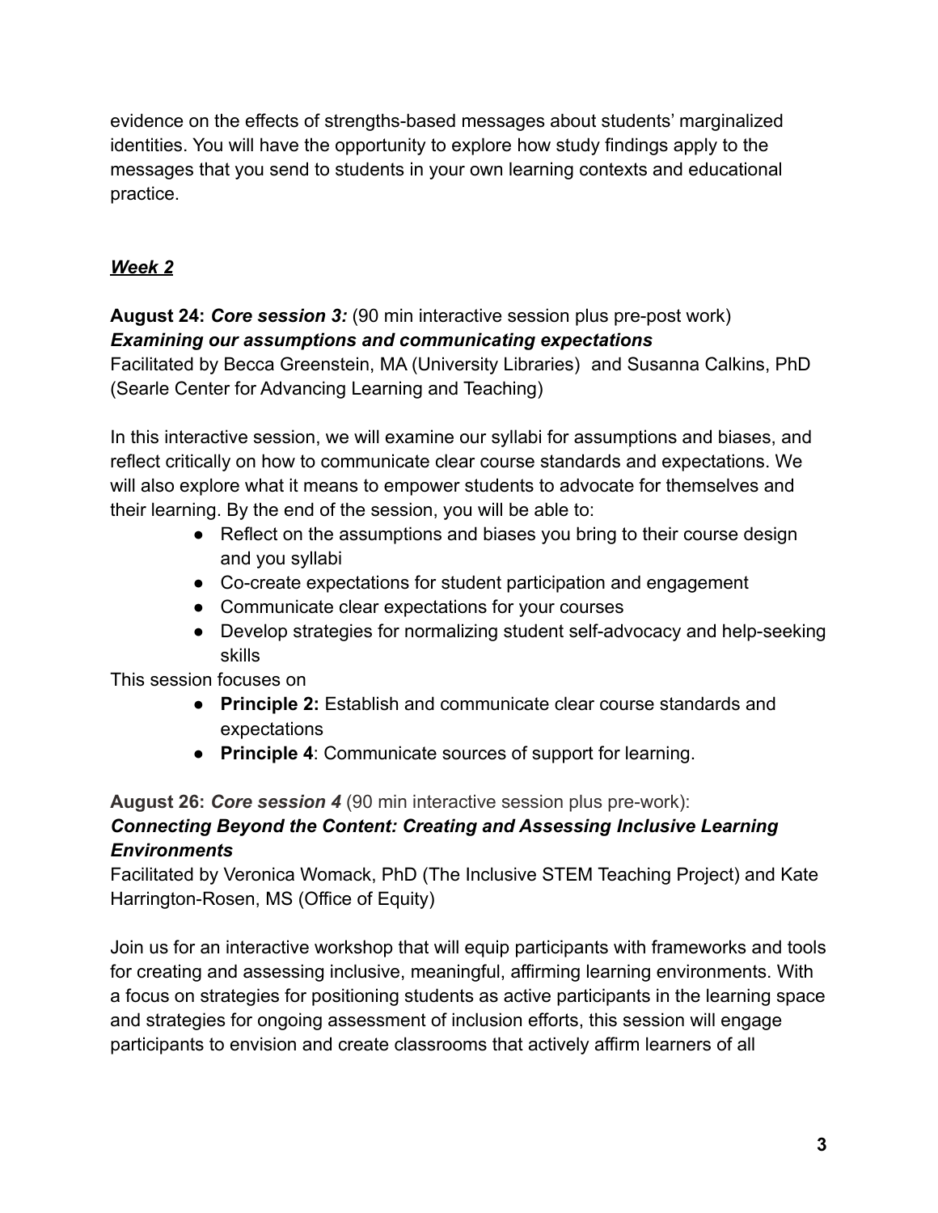evidence on the effects of strengths-based messages about students' marginalized identities. You will have the opportunity to explore how study findings apply to the messages that you send to students in your own learning contexts and educational practice.

### ***Week 2***

**August 24:** ***Core session 3:*** (90 min interactive session plus pre-post work)
***Examining our assumptions and communicating expectations***
Facilitated by Becca Greenstein, MA (University Libraries) and Susanna Calkins, PhD (Searle Center for Advancing Learning and Teaching)

In this interactive session, we will examine our syllabi for assumptions and biases, and reflect critically on how to communicate clear course standards and expectations. We will also explore what it means to empower students to advocate for themselves and their learning. By the end of the session, you will be able to:

- Reflect on the assumptions and biases you bring to their course design and you syllabi
- Co-create expectations for student participation and engagement
- Communicate clear expectations for your courses
- Develop strategies for normalizing student self-advocacy and help-seeking skills

This session focuses on

- **Principle 2:** Establish and communicate clear course standards and expectations
- **Principle 4**: Communicate sources of support for learning.

**August 26:** ***Core session 4*** (90 min interactive session plus pre-work):
***Connecting Beyond the Content: Creating and Assessing Inclusive Learning Environments***
Facilitated by Veronica Womack, PhD (The Inclusive STEM Teaching Project) and Kate Harrington-Rosen, MS (Office of Equity)

Join us for an interactive workshop that will equip participants with frameworks and tools for creating and assessing inclusive, meaningful, affirming learning environments. With a focus on strategies for positioning students as active participants in the learning space and strategies for ongoing assessment of inclusion efforts, this session will engage participants to envision and create classrooms that actively affirm learners of all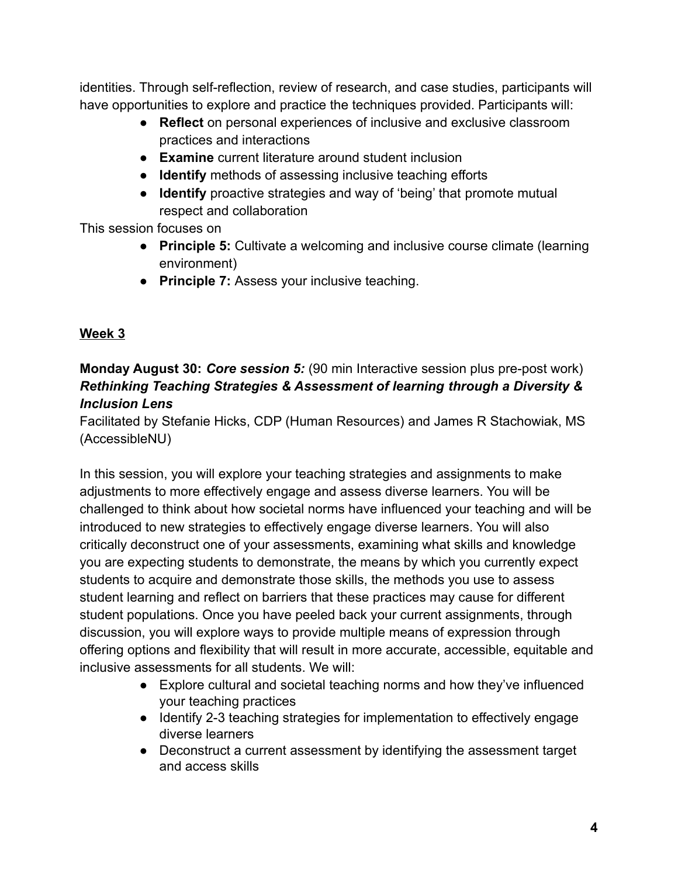identities. Through self-reflection, review of research, and case studies, participants will have opportunities to explore and practice the techniques provided. Participants will:

- **Reflect** on personal experiences of inclusive and exclusive classroom practices and interactions
- **Examine** current literature around student inclusion
- **Identify** methods of assessing inclusive teaching efforts
- **Identify** proactive strategies and way of 'being' that promote mutual respect and collaboration

This session focuses on

- **Principle 5:** Cultivate a welcoming and inclusive course climate (learning environment)
- **Principle 7:** Assess your inclusive teaching.

## **Week 3**

**Monday August 30:** ***Core session 5:*** (90 min Interactive session plus pre-post work) ***Rethinking Teaching Strategies & Assessment of learning through a Diversity & Inclusion Lens***

Facilitated by Stefanie Hicks, CDP (Human Resources) and James R Stachowiak, MS (AccessibleNU)

In this session, you will explore your teaching strategies and assignments to make adjustments to more effectively engage and assess diverse learners. You will be challenged to think about how societal norms have influenced your teaching and will be introduced to new strategies to effectively engage diverse learners. You will also critically deconstruct one of your assessments, examining what skills and knowledge you are expecting students to demonstrate, the means by which you currently expect students to acquire and demonstrate those skills, the methods you use to assess student learning and reflect on barriers that these practices may cause for different student populations. Once you have peeled back your current assignments, through discussion, you will explore ways to provide multiple means of expression through offering options and flexibility that will result in more accurate, accessible, equitable and inclusive assessments for all students. We will:

- Explore cultural and societal teaching norms and how they've influenced your teaching practices
- Identify 2-3 teaching strategies for implementation to effectively engage diverse learners
- Deconstruct a current assessment by identifying the assessment target and access skills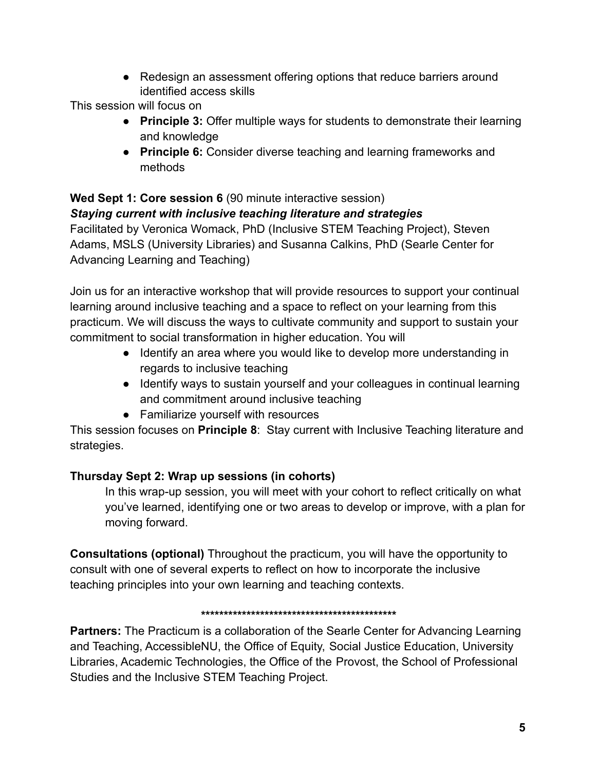- Redesign an assessment offering options that reduce barriers around identified access skills

This session will focus on

- **Principle 3:** Offer multiple ways for students to demonstrate their learning and knowledge
- **Principle 6:** Consider diverse teaching and learning frameworks and methods

**Wed Sept 1: Core session 6** (90 minute interactive session)
***Staying current with inclusive teaching literature and strategies***
Facilitated by Veronica Womack, PhD (Inclusive STEM Teaching Project), Steven Adams, MSLS (University Libraries) and Susanna Calkins, PhD (Searle Center for Advancing Learning and Teaching)

Join us for an interactive workshop that will provide resources to support your continual learning around inclusive teaching and a space to reflect on your learning from this practicum. We will discuss the ways to cultivate community and support to sustain your commitment to social transformation in higher education. You will

- Identify an area where you would like to develop more understanding in regards to inclusive teaching
- Identify ways to sustain yourself and your colleagues in continual learning and commitment around inclusive teaching
- Familiarize yourself with resources

This session focuses on **Principle 8**: Stay current with Inclusive Teaching literature and strategies.

**Thursday Sept 2: Wrap up sessions (in cohorts)**

In this wrap-up session, you will meet with your cohort to reflect critically on what you've learned, identifying one or two areas to develop or improve, with a plan for moving forward.

**Consultations (optional)** Throughout the practicum, you will have the opportunity to consult with one of several experts to reflect on how to incorporate the inclusive teaching principles into your own learning and teaching contexts.

*********************************************

**Partners:** The Practicum is a collaboration of the Searle Center for Advancing Learning and Teaching, AccessibleNU, the Office of Equity, Social Justice Education, University Libraries, Academic Technologies, the Office of the Provost, the School of Professional Studies and the Inclusive STEM Teaching Project.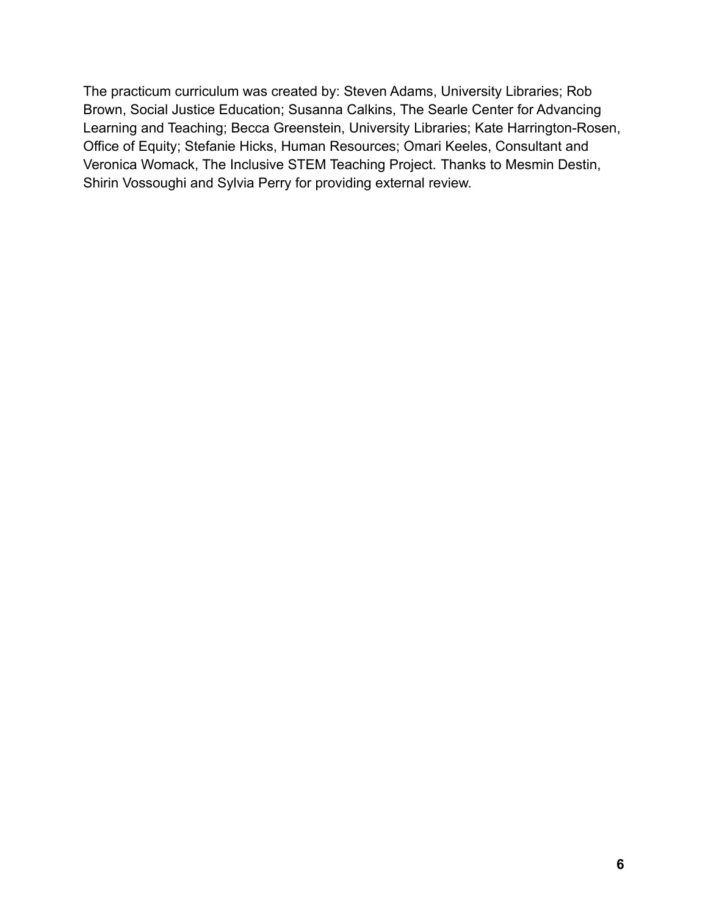The practicum curriculum was created by: Steven Adams, University Libraries; Rob Brown, Social Justice Education; Susanna Calkins, The Searle Center for Advancing Learning and Teaching; Becca Greenstein, University Libraries; Kate Harrington-Rosen, Office of Equity; Stefanie Hicks, Human Resources; Omari Keeles, Consultant and Veronica Womack, The Inclusive STEM Teaching Project. Thanks to Mesmin Destin, Shirin Vossoughi and Sylvia Perry for providing external review.